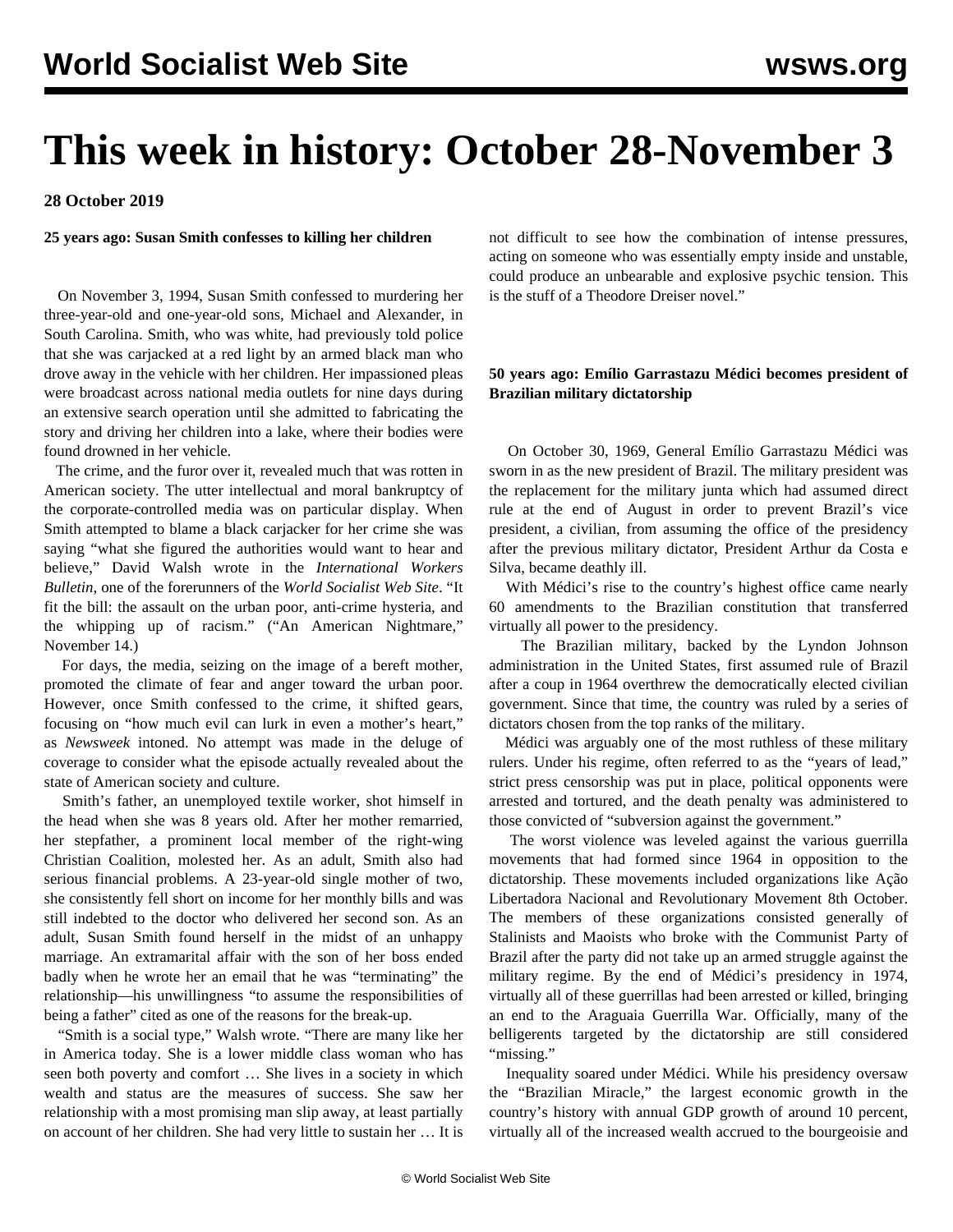# This week in history: October 28-November 3

**28 October 2019**

**25 years ago: Susan Smith confesses to killing her children**

On November 3, 1994, Susan Smith confessed to murdering her three-year-old and one-year-old sons, Michael and Alexander, in South Carolina. Smith, who was white, had previously told police that she was carjacked at a red light by an armed black man who drove away in the vehicle with her children. Her impassioned pleas were broadcast across national media outlets for nine days during an extensive search operation until she admitted to fabricating the story and driving her children into a lake, where their bodies were found drowned in her vehicle.

The crime, and the furor over it, revealed much that was rotten in American society. The utter intellectual and moral bankruptcy of the corporate-controlled media was on particular display. When Smith attempted to blame a black carjacker for her crime she was saying "what she figured the authorities would want to hear and believe," David Walsh wrote in the *International Workers Bulletin*, one of the forerunners of the *World Socialist Web Site*. "It fit the bill: the assault on the urban poor, anti-crime hysteria, and the whipping up of racism." ("An American Nightmare," November 14.)

For days, the media, seizing on the image of a bereft mother, promoted the climate of fear and anger toward the urban poor. However, once Smith confessed to the crime, it shifted gears, focusing on "how much evil can lurk in even a mother's heart," as *Newsweek* intoned. No attempt was made in the deluge of coverage to consider what the episode actually revealed about the state of American society and culture.

Smith's father, an unemployed textile worker, shot himself in the head when she was 8 years old. After her mother remarried, her stepfather, a prominent local member of the right-wing Christian Coalition, molested her. As an adult, Smith also had serious financial problems. A 23-year-old single mother of two, she consistently fell short on income for her monthly bills and was still indebted to the doctor who delivered her second son. As an adult, Susan Smith found herself in the midst of an unhappy marriage. An extramarital affair with the son of her boss ended badly when he wrote her an email that he was "terminating" the relationship—his unwillingness "to assume the responsibilities of being a father" cited as one of the reasons for the break-up.

"Smith is a social type," Walsh wrote. "There are many like her in America today. She is a lower middle class woman who has seen both poverty and comfort … She lives in a society in which wealth and status are the measures of success. She saw her relationship with a most promising man slip away, at least partially on account of her children. She had very little to sustain her … It is not difficult to see how the combination of intense pressures, acting on someone who was essentially empty inside and unstable, could produce an unbearable and explosive psychic tension. This is the stuff of a Theodore Dreiser novel."

**50 years ago: Emílio Garrastazu Médici becomes president of Brazilian military dictatorship**

On October 30, 1969, General Emílio Garrastazu Médici was sworn in as the new president of Brazil. The military president was the replacement for the military junta which had assumed direct rule at the end of August in order to prevent Brazil's vice president, a civilian, from assuming the office of the presidency after the previous military dictator, President Arthur da Costa e Silva, became deathly ill.

With Médici's rise to the country's highest office came nearly 60 amendments to the Brazilian constitution that transferred virtually all power to the presidency.

The Brazilian military, backed by the Lyndon Johnson administration in the United States, first assumed rule of Brazil after a coup in 1964 overthrew the democratically elected civilian government. Since that time, the country was ruled by a series of dictators chosen from the top ranks of the military.

Médici was arguably one of the most ruthless of these military rulers. Under his regime, often referred to as the "years of lead," strict press censorship was put in place, political opponents were arrested and tortured, and the death penalty was administered to those convicted of "subversion against the government."

The worst violence was leveled against the various guerrilla movements that had formed since 1964 in opposition to the dictatorship. These movements included organizations like Ação Libertadora Nacional and Revolutionary Movement 8th October. The members of these organizations consisted generally of Stalinists and Maoists who broke with the Communist Party of Brazil after the party did not take up an armed struggle against the military regime. By the end of Médici's presidency in 1974, virtually all of these guerrillas had been arrested or killed, bringing an end to the Araguaia Guerrilla War. Officially, many of the belligerents targeted by the dictatorship are still considered "missing."

Inequality soared under Médici. While his presidency oversaw the "Brazilian Miracle," the largest economic growth in the country's history with annual GDP growth of around 10 percent, virtually all of the increased wealth accrued to the bourgeoisie and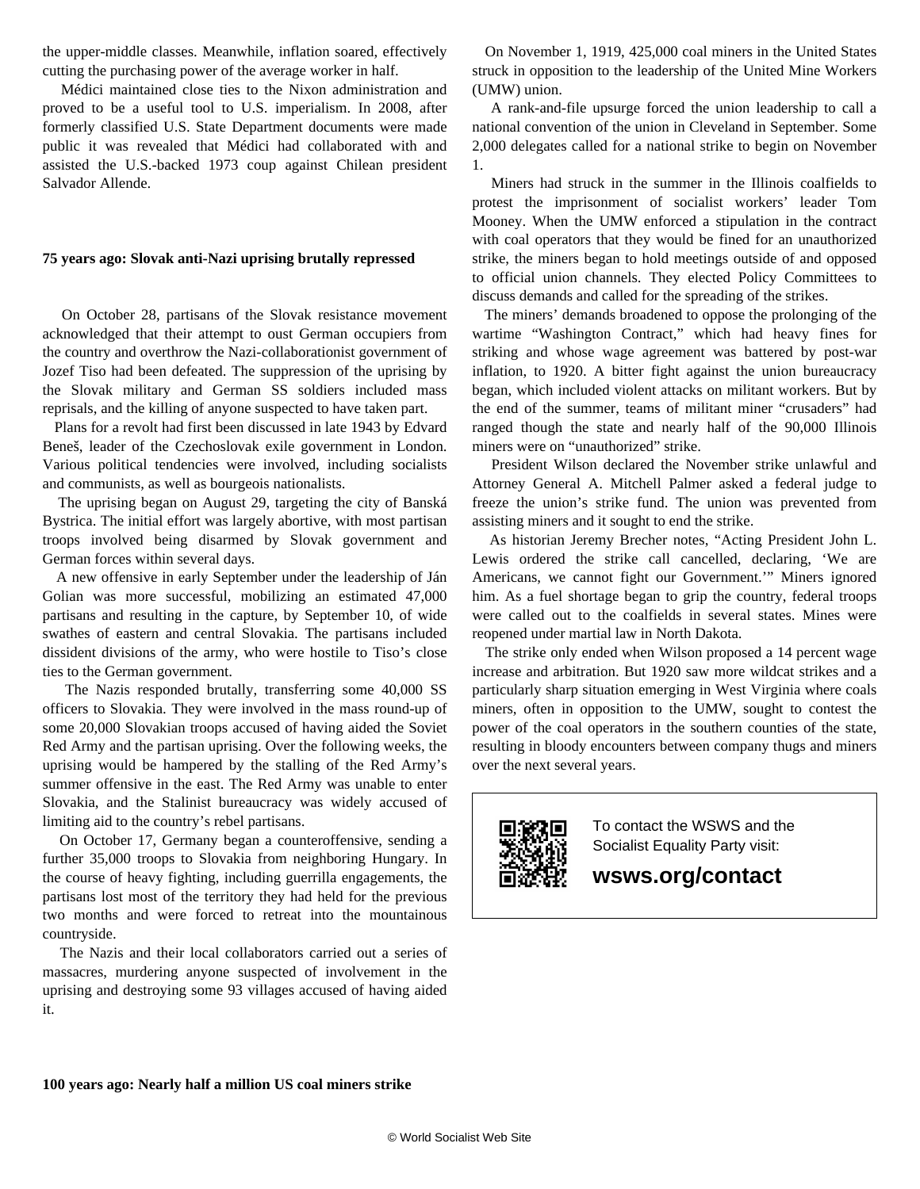the upper-middle classes. Meanwhile, inflation soared, effectively cutting the purchasing power of the average worker in half.

Médici maintained close ties to the Nixon administration and proved to be a useful tool to U.S. imperialism. In 2008, after formerly classified U.S. State Department documents were made public it was revealed that Médici had collaborated with and assisted the U.S.-backed 1973 coup against Chilean president Salvador Allende.

**75 years ago: Slovak anti-Nazi uprising brutally repressed**

On October 28, partisans of the Slovak resistance movement acknowledged that their attempt to oust German occupiers from the country and overthrow the Nazi-collaborationist government of Jozef Tiso had been defeated. The suppression of the uprising by the Slovak military and German SS soldiers included mass reprisals, and the killing of anyone suspected to have taken part.

Plans for a revolt had first been discussed in late 1943 by Edvard Beneš, leader of the Czechoslovak exile government in London. Various political tendencies were involved, including socialists and communists, as well as bourgeois nationalists.

The uprising began on August 29, targeting the city of Banská Bystrica. The initial effort was largely abortive, with most partisan troops involved being disarmed by Slovak government and German forces within several days.

A new offensive in early September under the leadership of Ján Golian was more successful, mobilizing an estimated 47,000 partisans and resulting in the capture, by September 10, of wide swathes of eastern and central Slovakia. The partisans included dissident divisions of the army, who were hostile to Tiso's close ties to the German government.

The Nazis responded brutally, transferring some 40,000 SS officers to Slovakia. They were involved in the mass round-up of some 20,000 Slovakian troops accused of having aided the Soviet Red Army and the partisan uprising. Over the following weeks, the uprising would be hampered by the stalling of the Red Army's summer offensive in the east. The Red Army was unable to enter Slovakia, and the Stalinist bureaucracy was widely accused of limiting aid to the country's rebel partisans.

On October 17, Germany began a counteroffensive, sending a further 35,000 troops to Slovakia from neighboring Hungary. In the course of heavy fighting, including guerrilla engagements, the partisans lost most of the territory they had held for the previous two months and were forced to retreat into the mountainous countryside.

The Nazis and their local collaborators carried out a series of massacres, murdering anyone suspected of involvement in the uprising and destroying some 93 villages accused of having aided it.

**100 years ago: Nearly half a million US coal miners strike**

On November 1, 1919, 425,000 coal miners in the United States struck in opposition to the leadership of the United Mine Workers (UMW) union.

A rank-and-file upsurge forced the union leadership to call a national convention of the union in Cleveland in September. Some 2,000 delegates called for a national strike to begin on November 1.

Miners had struck in the summer in the Illinois coalfields to protest the imprisonment of socialist workers' leader Tom Mooney. When the UMW enforced a stipulation in the contract with coal operators that they would be fined for an unauthorized strike, the miners began to hold meetings outside of and opposed to official union channels. They elected Policy Committees to discuss demands and called for the spreading of the strikes.

The miners' demands broadened to oppose the prolonging of the wartime "Washington Contract," which had heavy fines for striking and whose wage agreement was battered by post-war inflation, to 1920. A bitter fight against the union bureaucracy began, which included violent attacks on militant workers. But by the end of the summer, teams of militant miner "crusaders" had ranged though the state and nearly half of the 90,000 Illinois miners were on "unauthorized" strike.

President Wilson declared the November strike unlawful and Attorney General A. Mitchell Palmer asked a federal judge to freeze the union's strike fund. The union was prevented from assisting miners and it sought to end the strike.

As historian Jeremy Brecher notes, "Acting President John L. Lewis ordered the strike call cancelled, declaring, 'We are Americans, we cannot fight our Government.'" Miners ignored him. As a fuel shortage began to grip the country, federal troops were called out to the coalfields in several states. Mines were reopened under martial law in North Dakota.

The strike only ended when Wilson proposed a 14 percent wage increase and arbitration. But 1920 saw more wildcat strikes and a particularly sharp situation emerging in West Virginia where coals miners, often in opposition to the UMW, sought to contest the power of the coal operators in the southern counties of the state, resulting in bloody encounters between company thugs and miners over the next several years.

To contact the WSWS and the Socialist Equality Party visit:

**wsws.org/contact**